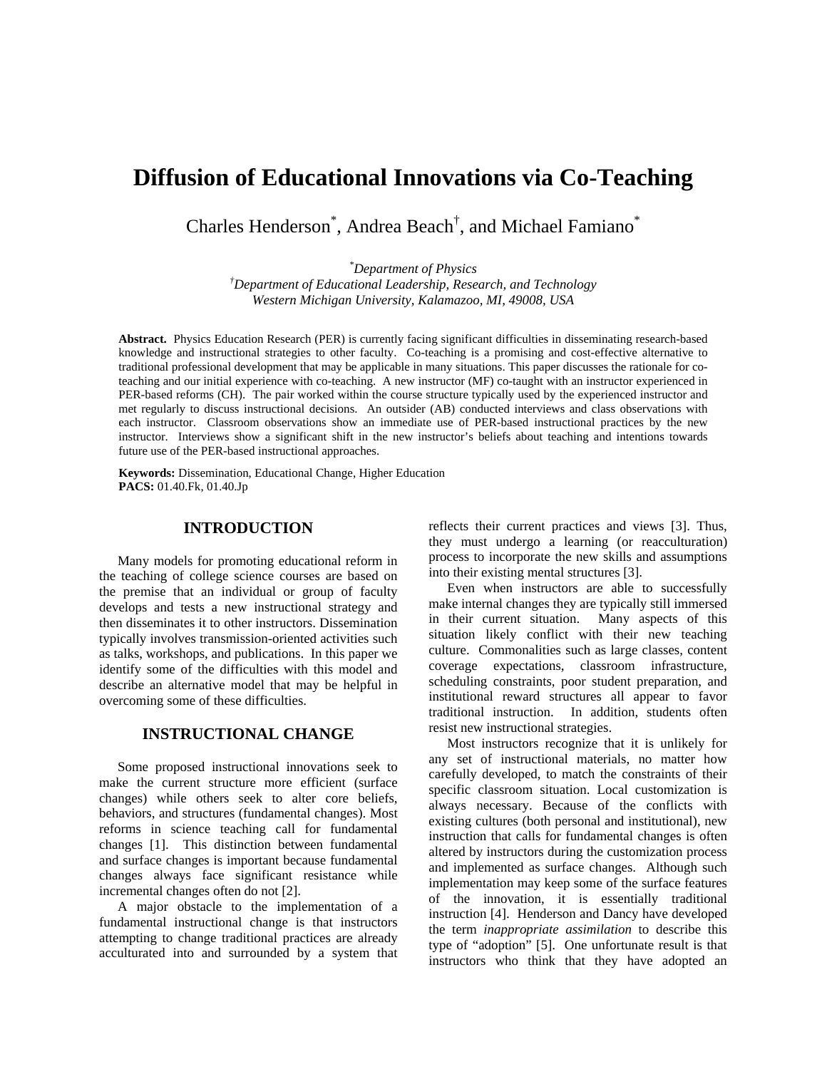# Diffusion of Educational Innovations via Co-Teaching

Charles Henderson[*], Andrea Beach[†], and Michael Famiano[*]

[*]*Department of Physics*
[†]*Department of Educational Leadership, Research, and Technology*
*Western Michigan University, Kalamazoo, MI, 49008, USA*

**Abstract.** Physics Education Research (PER) is currently facing significant difficulties in disseminating research-based knowledge and instructional strategies to other faculty. Co-teaching is a promising and cost-effective alternative to traditional professional development that may be applicable in many situations. This paper discusses the rationale for co-teaching and our initial experience with co-teaching. A new instructor (MF) co-taught with an instructor experienced in PER-based reforms (CH). The pair worked within the course structure typically used by the experienced instructor and met regularly to discuss instructional decisions. An outsider (AB) conducted interviews and class observations with each instructor. Classroom observations show an immediate use of PER-based instructional practices by the new instructor. Interviews show a significant shift in the new instructor's beliefs about teaching and intentions towards future use of the PER-based instructional approaches.

**Keywords:** Dissemination, Educational Change, Higher Education
**PACS:** 01.40.Fk, 01.40.Jp

## INTRODUCTION

Many models for promoting educational reform in the teaching of college science courses are based on the premise that an individual or group of faculty develops and tests a new instructional strategy and then disseminates it to other instructors. Dissemination typically involves transmission-oriented activities such as talks, workshops, and publications. In this paper we identify some of the difficulties with this model and describe an alternative model that may be helpful in overcoming some of these difficulties.

## INSTRUCTIONAL CHANGE

Some proposed instructional innovations seek to make the current structure more efficient (surface changes) while others seek to alter core beliefs, behaviors, and structures (fundamental changes). Most reforms in science teaching call for fundamental changes [1]. This distinction between fundamental and surface changes is important because fundamental changes always face significant resistance while incremental changes often do not [2].

A major obstacle to the implementation of a fundamental instructional change is that instructors attempting to change traditional practices are already acculturated into and surrounded by a system that reflects their current practices and views [3]. Thus, they must undergo a learning (or reacculturation) process to incorporate the new skills and assumptions into their existing mental structures [3].

Even when instructors are able to successfully make internal changes they are typically still immersed in their current situation. Many aspects of this situation likely conflict with their new teaching culture. Commonalities such as large classes, content coverage expectations, classroom infrastructure, scheduling constraints, poor student preparation, and institutional reward structures all appear to favor traditional instruction. In addition, students often resist new instructional strategies.

Most instructors recognize that it is unlikely for any set of instructional materials, no matter how carefully developed, to match the constraints of their specific classroom situation. Local customization is always necessary. Because of the conflicts with existing cultures (both personal and institutional), new instruction that calls for fundamental changes is often altered by instructors during the customization process and implemented as surface changes. Although such implementation may keep some of the surface features of the innovation, it is essentially traditional instruction [4]. Henderson and Dancy have developed the term *inappropriate assimilation* to describe this type of "adoption" [5]. One unfortunate result is that instructors who think that they have adopted an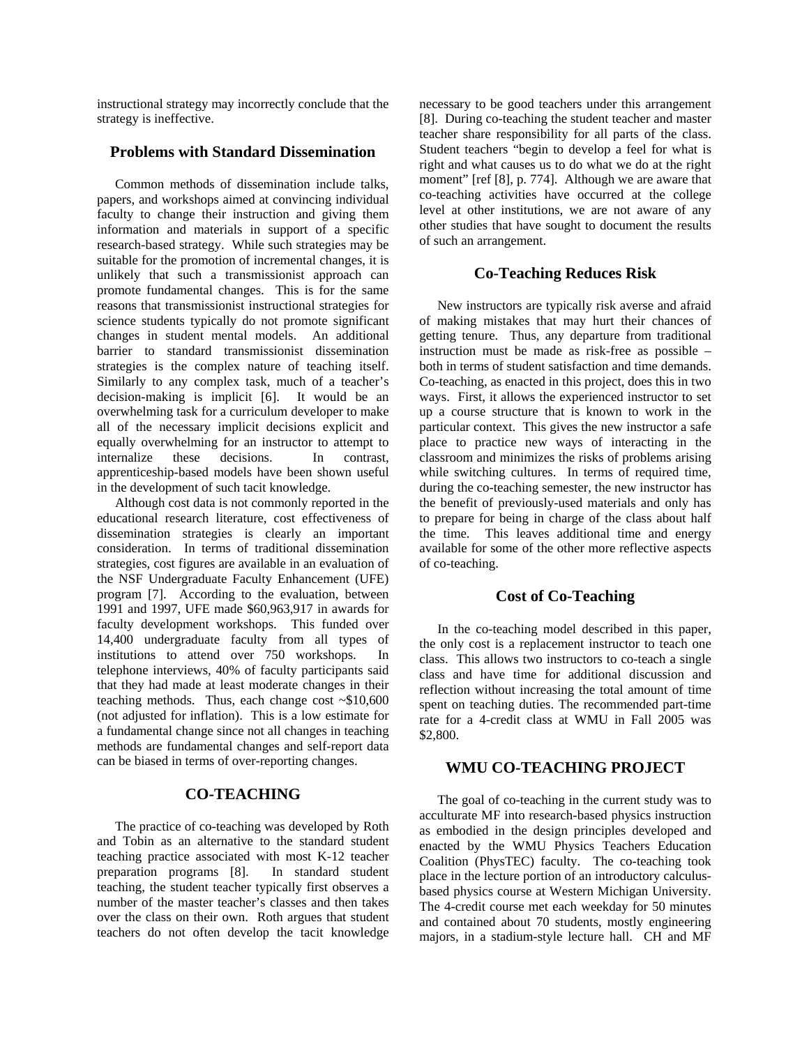instructional strategy may incorrectly conclude that the strategy is ineffective.

### Problems with Standard Dissemination

Common methods of dissemination include talks, papers, and workshops aimed at convincing individual faculty to change their instruction and giving them information and materials in support of a specific research-based strategy. While such strategies may be suitable for the promotion of incremental changes, it is unlikely that such a transmissionist approach can promote fundamental changes. This is for the same reasons that transmissionist instructional strategies for science students typically do not promote significant changes in student mental models. An additional barrier to standard transmissionist dissemination strategies is the complex nature of teaching itself. Similarly to any complex task, much of a teacher's decision-making is implicit [6]. It would be an overwhelming task for a curriculum developer to make all of the necessary implicit decisions explicit and equally overwhelming for an instructor to attempt to internalize these decisions. In contrast, apprenticeship-based models have been shown useful in the development of such tacit knowledge.

Although cost data is not commonly reported in the educational research literature, cost effectiveness of dissemination strategies is clearly an important consideration. In terms of traditional dissemination strategies, cost figures are available in an evaluation of the NSF Undergraduate Faculty Enhancement (UFE) program [7]. According to the evaluation, between 1991 and 1997, UFE made $60,963,917 in awards for faculty development workshops. This funded over 14,400 undergraduate faculty from all types of institutions to attend over 750 workshops. In telephone interviews, 40% of faculty participants said that they had made at least moderate changes in their teaching methods. Thus, each change cost ~$10,600 (not adjusted for inflation). This is a low estimate for a fundamental change since not all changes in teaching methods are fundamental changes and self-report data can be biased in terms of over-reporting changes.

## CO-TEACHING

The practice of co-teaching was developed by Roth and Tobin as an alternative to the standard student teaching practice associated with most K-12 teacher preparation programs [8]. In standard student teaching, the student teacher typically first observes a number of the master teacher's classes and then takes over the class on their own. Roth argues that student teachers do not often develop the tacit knowledge necessary to be good teachers under this arrangement [8]. During co-teaching the student teacher and master teacher share responsibility for all parts of the class. Student teachers "begin to develop a feel for what is right and what causes us to do what we do at the right moment" [ref [8], p. 774]. Although we are aware that co-teaching activities have occurred at the college level at other institutions, we are not aware of any other studies that have sought to document the results of such an arrangement.

### Co-Teaching Reduces Risk

New instructors are typically risk averse and afraid of making mistakes that may hurt their chances of getting tenure. Thus, any departure from traditional instruction must be made as risk-free as possible – both in terms of student satisfaction and time demands. Co-teaching, as enacted in this project, does this in two ways. First, it allows the experienced instructor to set up a course structure that is known to work in the particular context. This gives the new instructor a safe place to practice new ways of interacting in the classroom and minimizes the risks of problems arising while switching cultures. In terms of required time, during the co-teaching semester, the new instructor has the benefit of previously-used materials and only has to prepare for being in charge of the class about half the time. This leaves additional time and energy available for some of the other more reflective aspects of co-teaching.

### Cost of Co-Teaching

In the co-teaching model described in this paper, the only cost is a replacement instructor to teach one class. This allows two instructors to co-teach a single class and have time for additional discussion and reflection without increasing the total amount of time spent on teaching duties. The recommended part-time rate for a 4-credit class at WMU in Fall 2005 was $2,800.

## WMU CO-TEACHING PROJECT

The goal of co-teaching in the current study was to acculturate MF into research-based physics instruction as embodied in the design principles developed and enacted by the WMU Physics Teachers Education Coalition (PhysTEC) faculty. The co-teaching took place in the lecture portion of an introductory calculus-based physics course at Western Michigan University. The 4-credit course met each weekday for 50 minutes and contained about 70 students, mostly engineering majors, in a stadium-style lecture hall. CH and MF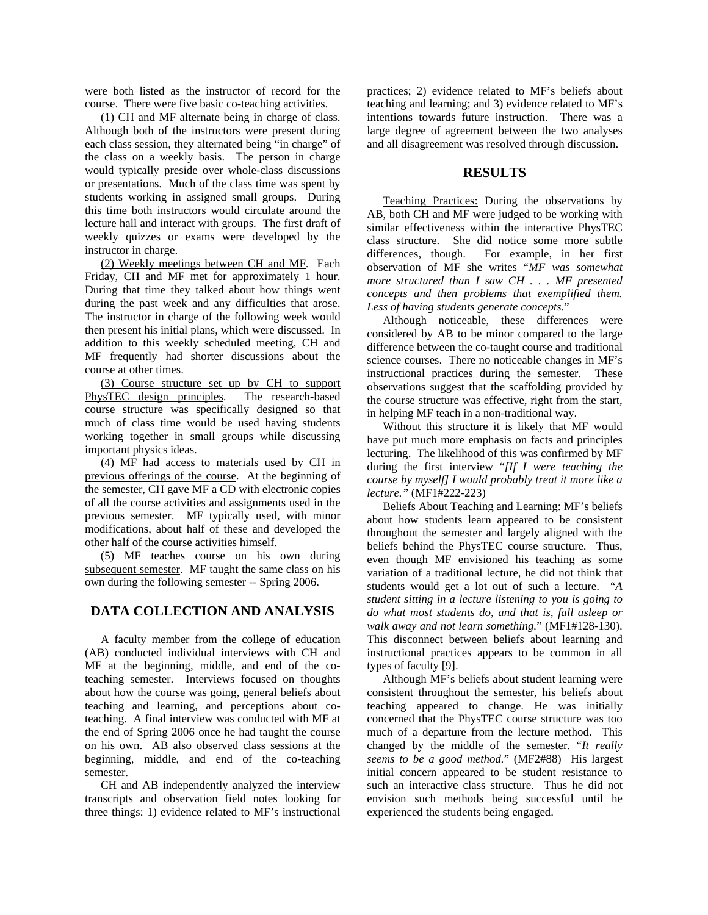were both listed as the instructor of record for the course. There were five basic co-teaching activities.

(1) CH and MF alternate being in charge of class. Although both of the instructors were present during each class session, they alternated being "in charge" of the class on a weekly basis. The person in charge would typically preside over whole-class discussions or presentations. Much of the class time was spent by students working in assigned small groups. During this time both instructors would circulate around the lecture hall and interact with groups. The first draft of weekly quizzes or exams were developed by the instructor in charge.

(2) Weekly meetings between CH and MF. Each Friday, CH and MF met for approximately 1 hour. During that time they talked about how things went during the past week and any difficulties that arose. The instructor in charge of the following week would then present his initial plans, which were discussed. In addition to this weekly scheduled meeting, CH and MF frequently had shorter discussions about the course at other times.

(3) Course structure set up by CH to support PhysTEC design principles. The research-based course structure was specifically designed so that much of class time would be used having students working together in small groups while discussing important physics ideas.

(4) MF had access to materials used by CH in previous offerings of the course. At the beginning of the semester, CH gave MF a CD with electronic copies of all the course activities and assignments used in the previous semester. MF typically used, with minor modifications, about half of these and developed the other half of the course activities himself.

(5) MF teaches course on his own during subsequent semester. MF taught the same class on his own during the following semester -- Spring 2006.

## DATA COLLECTION AND ANALYSIS

A faculty member from the college of education (AB) conducted individual interviews with CH and MF at the beginning, middle, and end of the co-teaching semester. Interviews focused on thoughts about how the course was going, general beliefs about teaching and learning, and perceptions about co-teaching. A final interview was conducted with MF at the end of Spring 2006 once he had taught the course on his own. AB also observed class sessions at the beginning, middle, and end of the co-teaching semester.

CH and AB independently analyzed the interview transcripts and observation field notes looking for three things: 1) evidence related to MF's instructional practices; 2) evidence related to MF's beliefs about teaching and learning; and 3) evidence related to MF's intentions towards future instruction. There was a large degree of agreement between the two analyses and all disagreement was resolved through discussion.

## RESULTS

Teaching Practices: During the observations by AB, both CH and MF were judged to be working with similar effectiveness within the interactive PhysTEC class structure. She did notice some more subtle differences, though. For example, in her first observation of MF she writes "*MF was somewhat more structured than I saw CH . . . MF presented concepts and then problems that exemplified them. Less of having students generate concepts.*"

Although noticeable, these differences were considered by AB to be minor compared to the large difference between the co-taught course and traditional science courses. There no noticeable changes in MF's instructional practices during the semester. These observations suggest that the scaffolding provided by the course structure was effective, right from the start, in helping MF teach in a non-traditional way.

Without this structure it is likely that MF would have put much more emphasis on facts and principles lecturing. The likelihood of this was confirmed by MF during the first interview "*[If I were teaching the course by myself] I would probably treat it more like a lecture.*" (MF1#222-223)

Beliefs About Teaching and Learning: MF's beliefs about how students learn appeared to be consistent throughout the semester and largely aligned with the beliefs behind the PhysTEC course structure. Thus, even though MF envisioned his teaching as some variation of a traditional lecture, he did not think that students would get a lot out of such a lecture. "*A student sitting in a lecture listening to you is going to do what most students do, and that is, fall asleep or walk away and not learn something.*" (MF1#128-130). This disconnect between beliefs about learning and instructional practices appears to be common in all types of faculty [9].

Although MF's beliefs about student learning were consistent throughout the semester, his beliefs about teaching appeared to change. He was initially concerned that the PhysTEC course structure was too much of a departure from the lecture method. This changed by the middle of the semester. "*It really seems to be a good method.*" (MF2#88) His largest initial concern appeared to be student resistance to such an interactive class structure. Thus he did not envision such methods being successful until he experienced the students being engaged.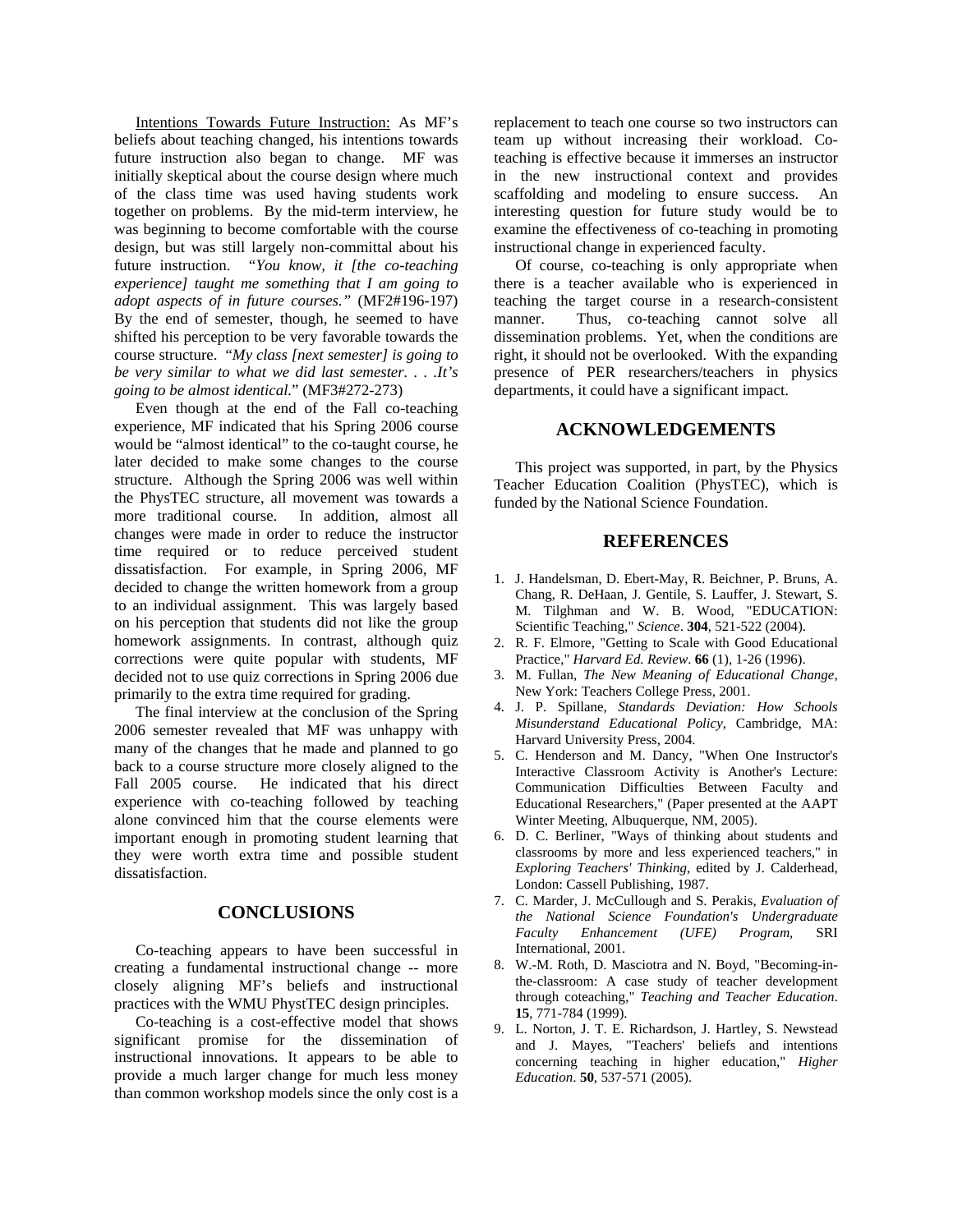Intentions Towards Future Instruction: As MF's beliefs about teaching changed, his intentions towards future instruction also began to change. MF was initially skeptical about the course design where much of the class time was used having students work together on problems. By the mid-term interview, he was beginning to become comfortable with the course design, but was still largely non-committal about his future instruction. *"You know, it [the co-teaching experience] taught me something that I am going to adopt aspects of in future courses."* (MF2#196-197) By the end of semester, though, he seemed to have shifted his perception to be very favorable towards the course structure. "*My class [next semester] is going to be very similar to what we did last semester. . . .It's going to be almost identical.*" (MF3#272-273)

Even though at the end of the Fall co-teaching experience, MF indicated that his Spring 2006 course would be "almost identical" to the co-taught course, he later decided to make some changes to the course structure. Although the Spring 2006 was well within the PhysTEC structure, all movement was towards a more traditional course. In addition, almost all changes were made in order to reduce the instructor time required or to reduce perceived student dissatisfaction. For example, in Spring 2006, MF decided to change the written homework from a group to an individual assignment. This was largely based on his perception that students did not like the group homework assignments. In contrast, although quiz corrections were quite popular with students, MF decided not to use quiz corrections in Spring 2006 due primarily to the extra time required for grading.

The final interview at the conclusion of the Spring 2006 semester revealed that MF was unhappy with many of the changes that he made and planned to go back to a course structure more closely aligned to the Fall 2005 course. He indicated that his direct experience with co-teaching followed by teaching alone convinced him that the course elements were important enough in promoting student learning that they were worth extra time and possible student dissatisfaction.

## CONCLUSIONS

Co-teaching appears to have been successful in creating a fundamental instructional change -- more closely aligning MF's beliefs and instructional practices with the WMU PhystTEC design principles.

Co-teaching is a cost-effective model that shows significant promise for the dissemination of instructional innovations. It appears to be able to provide a much larger change for much less money than common workshop models since the only cost is a replacement to teach one course so two instructors can team up without increasing their workload. Co-teaching is effective because it immerses an instructor in the new instructional context and provides scaffolding and modeling to ensure success. An interesting question for future study would be to examine the effectiveness of co-teaching in promoting instructional change in experienced faculty.

Of course, co-teaching is only appropriate when there is a teacher available who is experienced in teaching the target course in a research-consistent manner. Thus, co-teaching cannot solve all dissemination problems. Yet, when the conditions are right, it should not be overlooked. With the expanding presence of PER researchers/teachers in physics departments, it could have a significant impact.

## ACKNOWLEDGEMENTS

This project was supported, in part, by the Physics Teacher Education Coalition (PhysTEC), which is funded by the National Science Foundation.

## REFERENCES

1. J. Handelsman, D. Ebert-May, R. Beichner, P. Bruns, A. Chang, R. DeHaan, J. Gentile, S. Lauffer, J. Stewart, S. M. Tilghman and W. B. Wood, "EDUCATION: Scientific Teaching," *Science*. **304**, 521-522 (2004).
2. R. F. Elmore, "Getting to Scale with Good Educational Practice," *Harvard Ed. Review*. **66** (1), 1-26 (1996).
3. M. Fullan, *The New Meaning of Educational Change*, New York: Teachers College Press, 2001.
4. J. P. Spillane, *Standards Deviation: How Schools Misunderstand Educational Policy*, Cambridge, MA: Harvard University Press, 2004.
5. C. Henderson and M. Dancy, "When One Instructor's Interactive Classroom Activity is Another's Lecture: Communication Difficulties Between Faculty and Educational Researchers," (Paper presented at the AAPT Winter Meeting, Albuquerque, NM, 2005).
6. D. C. Berliner, "Ways of thinking about students and classrooms by more and less experienced teachers," in *Exploring Teachers' Thinking*, edited by J. Calderhead, London: Cassell Publishing, 1987.
7. C. Marder, J. McCullough and S. Perakis, *Evaluation of the National Science Foundation's Undergraduate Faculty Enhancement (UFE) Program*, SRI International, 2001.
8. W.-M. Roth, D. Masciotra and N. Boyd, "Becoming-in-the-classroom: A case study of teacher development through coteaching," *Teaching and Teacher Education*. **15**, 771-784 (1999).
9. L. Norton, J. T. E. Richardson, J. Hartley, S. Newstead and J. Mayes, "Teachers' beliefs and intentions concerning teaching in higher education," *Higher Education*. **50**, 537-571 (2005).